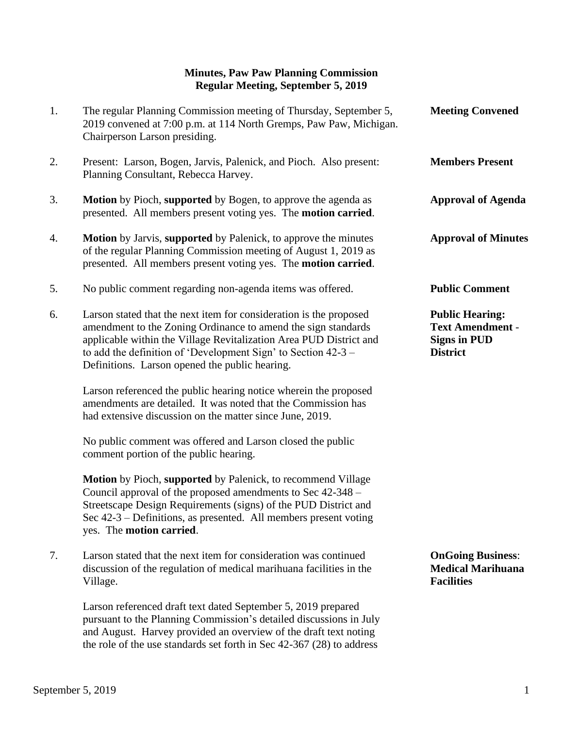**Minutes, Paw Paw Planning Commission**
**Regular Meeting, September 5, 2019**

1. **Meeting Convened** — The regular Planning Commission meeting of Thursday, September 5, 2019 convened at 7:00 p.m. at 114 North Gremps, Paw Paw, Michigan. Chairperson Larson presiding.

2. **Members Present** — Present: Larson, Bogen, Jarvis, Palenick, and Pioch. Also present: Planning Consultant, Rebecca Harvey.

3. **Approval of Agenda** — **Motion** by Pioch, **supported** by Bogen, to approve the agenda as presented. All members present voting yes. The **motion carried**.

4. **Approval of Minutes** — **Motion** by Jarvis, **supported** by Palenick, to approve the minutes of the regular Planning Commission meeting of August 1, 2019 as presented. All members present voting yes. The **motion carried**.

5. **Public Comment** — No public comment regarding non-agenda items was offered.

6. **Public Hearing: Text Amendment - Signs in PUD District** — Larson stated that the next item for consideration is the proposed amendment to the Zoning Ordinance to amend the sign standards applicable within the Village Revitalization Area PUD District and to add the definition of 'Development Sign' to Section 42-3 – Definitions. Larson opened the public hearing.

   Larson referenced the public hearing notice wherein the proposed amendments are detailed. It was noted that the Commission has had extensive discussion on the matter since June, 2019.

   No public comment was offered and Larson closed the public comment portion of the public hearing.

   **Motion** by Pioch, **supported** by Palenick, to recommend Village Council approval of the proposed amendments to Sec 42-348 – Streetscape Design Requirements (signs) of the PUD District and Sec 42-3 – Definitions, as presented. All members present voting yes. The **motion carried**.

7. **OnGoing Business: Medical Marihuana Facilities** — Larson stated that the next item for consideration was continued discussion of the regulation of medical marihuana facilities in the Village.

   Larson referenced draft text dated September 5, 2019 prepared pursuant to the Planning Commission's detailed discussions in July and August. Harvey provided an overview of the draft text noting the role of the use standards set forth in Sec 42-367 (28) to address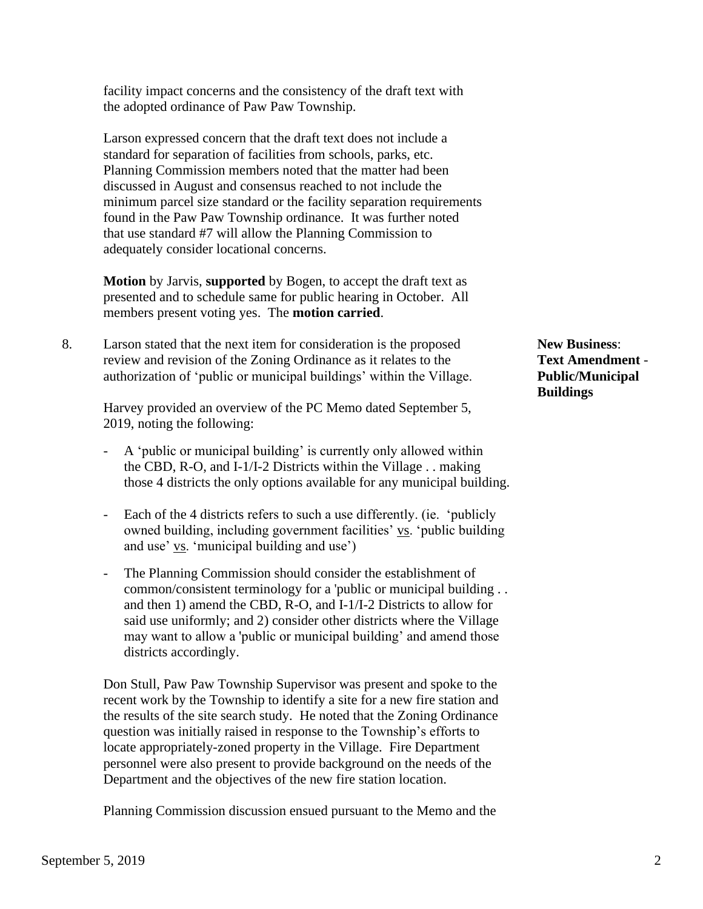facility impact concerns and the consistency of the draft text with the adopted ordinance of Paw Paw Township.

Larson expressed concern that the draft text does not include a standard for separation of facilities from schools, parks, etc. Planning Commission members noted that the matter had been discussed in August and consensus reached to not include the minimum parcel size standard or the facility separation requirements found in the Paw Paw Township ordinance. It was further noted that use standard #7 will allow the Planning Commission to adequately consider locational concerns.

**Motion** by Jarvis, **supported** by Bogen, to accept the draft text as presented and to schedule same for public hearing in October. All members present voting yes. The **motion carried**.

**New Business**: **Text Amendment** - **Public/Municipal Buildings**

8. Larson stated that the next item for consideration is the proposed review and revision of the Zoning Ordinance as it relates to the authorization of 'public or municipal buildings' within the Village.

   Harvey provided an overview of the PC Memo dated September 5, 2019, noting the following:

   - A 'public or municipal building' is currently only allowed within the CBD, R-O, and I-1/I-2 Districts within the Village . . making those 4 districts the only options available for any municipal building.

   - Each of the 4 districts refers to such a use differently. (ie. 'publicly owned building, including government facilities' vs. 'public building and use' vs. 'municipal building and use')

   - The Planning Commission should consider the establishment of common/consistent terminology for a 'public or municipal building . . and then 1) amend the CBD, R-O, and I-1/I-2 Districts to allow for said use uniformly; and 2) consider other districts where the Village may want to allow a 'public or municipal building' and amend those districts accordingly.

   Don Stull, Paw Paw Township Supervisor was present and spoke to the recent work by the Township to identify a site for a new fire station and the results of the site search study. He noted that the Zoning Ordinance question was initially raised in response to the Township's efforts to locate appropriately-zoned property in the Village. Fire Department personnel were also present to provide background on the needs of the Department and the objectives of the new fire station location.

   Planning Commission discussion ensued pursuant to the Memo and the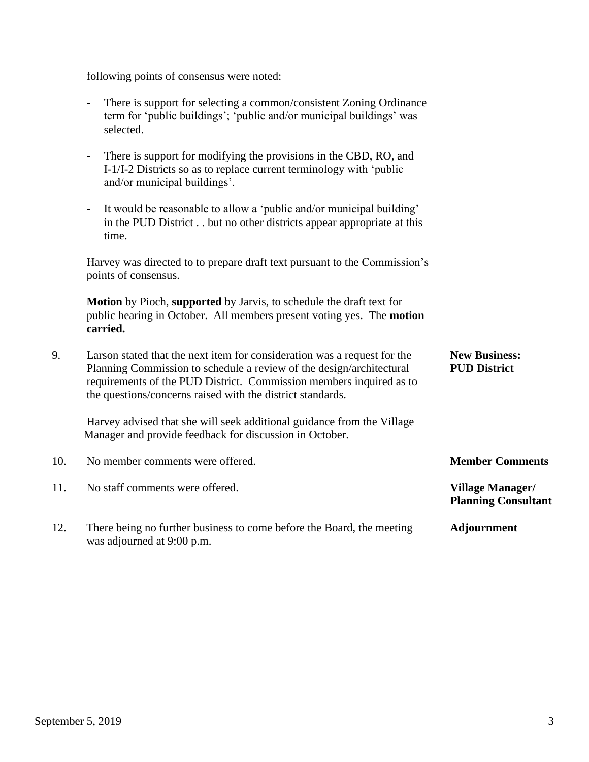following points of consensus were noted:

- There is support for selecting a common/consistent Zoning Ordinance term for 'public buildings'; 'public and/or municipal buildings' was selected.

- There is support for modifying the provisions in the CBD, RO, and I-1/I-2 Districts so as to replace current terminology with 'public and/or municipal buildings'.

- It would be reasonable to allow a 'public and/or municipal building' in the PUD District . . but no other districts appear appropriate at this time.

Harvey was directed to to prepare draft text pursuant to the Commission's points of consensus.

**Motion** by Pioch, **supported** by Jarvis, to schedule the draft text for public hearing in October. All members present voting yes. The **motion carried.**

**New Business: PUD District**

9. Larson stated that the next item for consideration was a request for the Planning Commission to schedule a review of the design/architectural requirements of the PUD District. Commission members inquired as to the questions/concerns raised with the district standards.

   Harvey advised that she will seek additional guidance from the Village Manager and provide feedback for discussion in October.

**Member Comments**

10. No member comments were offered.

**Village Manager/ Planning Consultant**

11. No staff comments were offered.

**Adjournment**

12. There being no further business to come before the Board, the meeting was adjourned at 9:00 p.m.

September 5, 2019